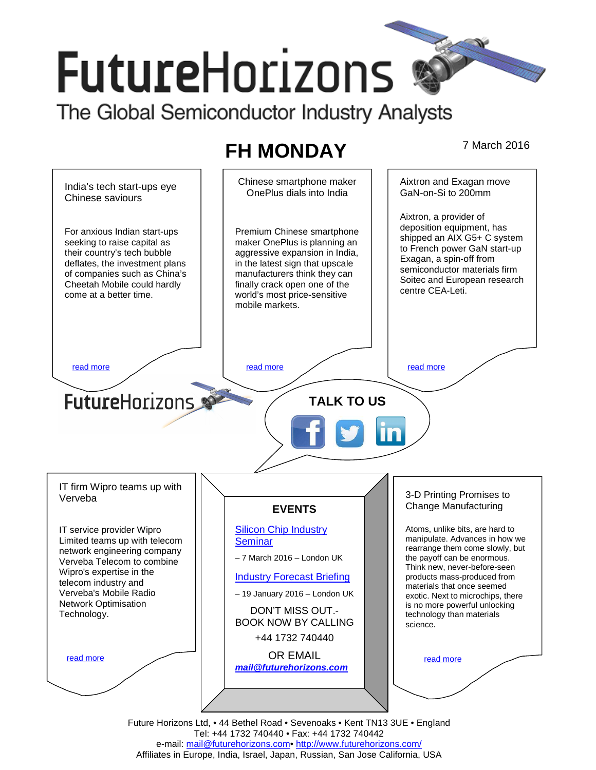# FutureHorizons

The Global Semiconductor Industry Analysts

## FH MONDAY

7 March 2016

### India's tech start-ups eye Chinese saviours

For anxious Indian start-ups seeking to raise capital as their country's tech bubble deflates, the investment plans of companies such as China's Cheetah Mobile could hardly come at a better time.

read more

### Chinese smartphone maker OnePlus dials into India

Premium Chinese smartphone maker OnePlus is planning an aggressive expansion in India, in the latest sign that upscale manufacturers think they can finally crack open one of the world's most price-sensitive mobile markets.

read more

### Aixtron and Exagan move GaN-on-Si to 200mm

Aixtron, a provider of deposition equipment, has shipped an AIX G5+ C system to French power GaN start-up Exagan, a spin-off from semiconductor materials firm Soitec and European research centre CEA-Leti.

read more

FutureHorizons

**TALK TO US**

### IT firm Wipro teams up with Verveba

IT service provider Wipro Limited teams up with telecom network engineering company Verveba Telecom to combine Wipro's expertise in the telecom industry and Verveba's Mobile Radio Network Optimisation Technology.

read more

### EVENTS

Silicon Chip Industry Seminar

– 7 March 2016 – London UK

Industry Forecast Briefing

– 19 January 2016 – London UK

DON'T MISS OUT.- BOOK NOW BY CALLING

+44 1732 740440

OR EMAIL

***mail@futurehorizons.com***

### 3-D Printing Promises to Change Manufacturing

Atoms, unlike bits, are hard to manipulate. Advances in how we rearrange them come slowly, but the payoff can be enormous. Think new, never-before-seen products mass-produced from materials that once seemed exotic. Next to microchips, there is no more powerful unlocking technology than materials science.

read more

Future Horizons Ltd, • 44 Bethel Road • Sevenoaks • Kent TN13 3UE • England
Tel: +44 1732 740440 • Fax: +44 1732 740442
e-mail: mail@futurehorizons.com• http://www.futurehorizons.com/
Affiliates in Europe, India, Israel, Japan, Russian, San Jose California, USA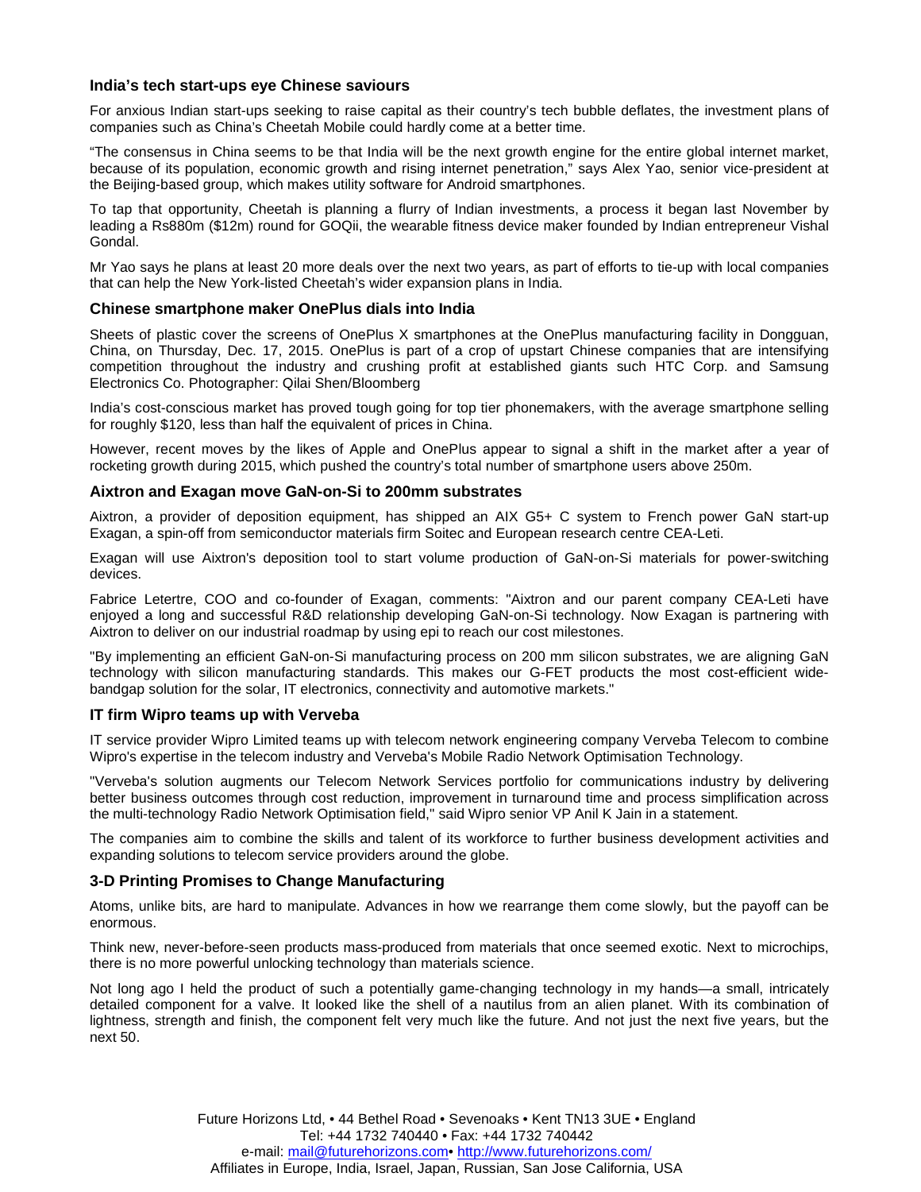### India's tech start-ups eye Chinese saviours

For anxious Indian start-ups seeking to raise capital as their country's tech bubble deflates, the investment plans of companies such as China's Cheetah Mobile could hardly come at a better time.

"The consensus in China seems to be that India will be the next growth engine for the entire global internet market, because of its population, economic growth and rising internet penetration," says Alex Yao, senior vice-president at the Beijing-based group, which makes utility software for Android smartphones.

To tap that opportunity, Cheetah is planning a flurry of Indian investments, a process it began last November by leading a Rs880m ($12m) round for GOQii, the wearable fitness device maker founded by Indian entrepreneur Vishal Gondal.

Mr Yao says he plans at least 20 more deals over the next two years, as part of efforts to tie-up with local companies that can help the New York-listed Cheetah's wider expansion plans in India.

### Chinese smartphone maker OnePlus dials into India

Sheets of plastic cover the screens of OnePlus X smartphones at the OnePlus manufacturing facility in Dongguan, China, on Thursday, Dec. 17, 2015. OnePlus is part of a crop of upstart Chinese companies that are intensifying competition throughout the industry and crushing profit at established giants such HTC Corp. and Samsung Electronics Co. Photographer: Qilai Shen/Bloomberg

India's cost-conscious market has proved tough going for top tier phonemakers, with the average smartphone selling for roughly $120, less than half the equivalent of prices in China.

However, recent moves by the likes of Apple and OnePlus appear to signal a shift in the market after a year of rocketing growth during 2015, which pushed the country's total number of smartphone users above 250m.

### Aixtron and Exagan move GaN-on-Si to 200mm substrates

Aixtron, a provider of deposition equipment, has shipped an AIX G5+ C system to French power GaN start-up Exagan, a spin-off from semiconductor materials firm Soitec and European research centre CEA-Leti.

Exagan will use Aixtron's deposition tool to start volume production of GaN-on-Si materials for power-switching devices.

Fabrice Letertre, COO and co-founder of Exagan, comments: "Aixtron and our parent company CEA-Leti have enjoyed a long and successful R&D relationship developing GaN-on-Si technology. Now Exagan is partnering with Aixtron to deliver on our industrial roadmap by using epi to reach our cost milestones.

"By implementing an efficient GaN-on-Si manufacturing process on 200 mm silicon substrates, we are aligning GaN technology with silicon manufacturing standards. This makes our G-FET products the most cost-efficient wide-bandgap solution for the solar, IT electronics, connectivity and automotive markets."

### IT firm Wipro teams up with Verveba

IT service provider Wipro Limited teams up with telecom network engineering company Verveba Telecom to combine Wipro's expertise in the telecom industry and Verveba's Mobile Radio Network Optimisation Technology.

"Verveba's solution augments our Telecom Network Services portfolio for communications industry by delivering better business outcomes through cost reduction, improvement in turnaround time and process simplification across the multi-technology Radio Network Optimisation field," said Wipro senior VP Anil K Jain in a statement.

The companies aim to combine the skills and talent of its workforce to further business development activities and expanding solutions to telecom service providers around the globe.

### 3-D Printing Promises to Change Manufacturing

Atoms, unlike bits, are hard to manipulate. Advances in how we rearrange them come slowly, but the payoff can be enormous.

Think new, never-before-seen products mass-produced from materials that once seemed exotic. Next to microchips, there is no more powerful unlocking technology than materials science.

Not long ago I held the product of such a potentially game-changing technology in my hands—a small, intricately detailed component for a valve. It looked like the shell of a nautilus from an alien planet. With its combination of lightness, strength and finish, the component felt very much like the future. And not just the next five years, but the next 50.

Future Horizons Ltd, • 44 Bethel Road • Sevenoaks • Kent TN13 3UE • England
Tel: +44 1732 740440 • Fax: +44 1732 740442
e-mail: mail@futurehorizons.com• http://www.futurehorizons.com/
Affiliates in Europe, India, Israel, Japan, Russian, San Jose California, USA